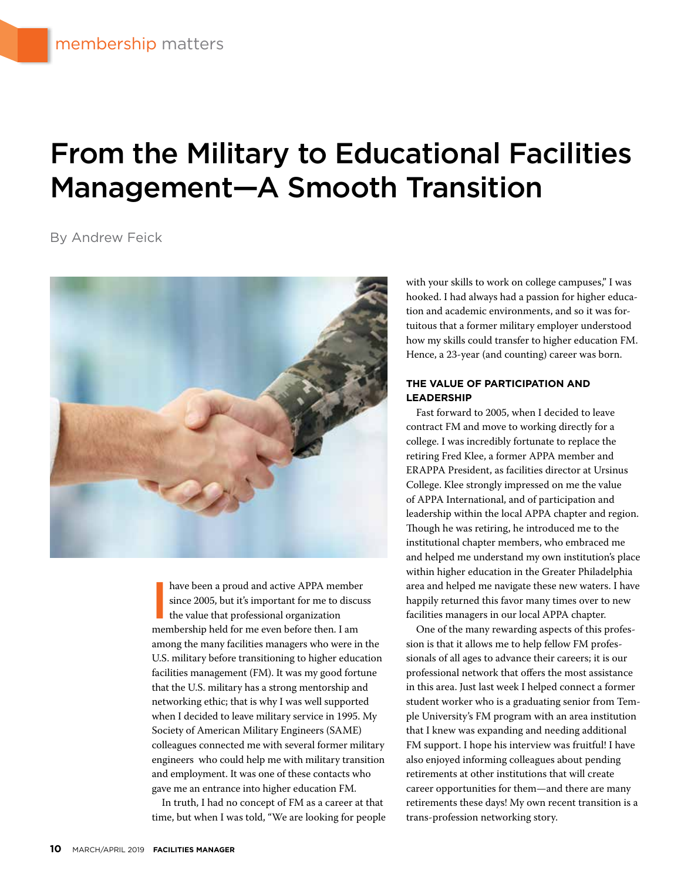membership matters

# From the Military to Educational Facilities Management—A Smooth Transition

By Andrew Feick

I have been a proud and active APPA member since 2005, but it's important for me to discuss the value that professional organization membership held for me even before then. I am among the many facilities managers who were in the U.S. military before transitioning to higher education facilities management (FM). It was my good fortune that the U.S. military has a strong mentorship and networking ethic; that is why I was well supported when I decided to leave military service in 1995. My Society of American Military Engineers (SAME) colleagues connected me with several former military engineers who could help me with military transition and employment. It was one of these contacts who gave me an entrance into higher education FM.

In truth, I had no concept of FM as a career at that time, but when I was told, "We are looking for people with your skills to work on college campuses," I was hooked. I had always had a passion for higher education and academic environments, and so it was fortuitous that a former military employer understood how my skills could transfer to higher education FM. Hence, a 23-year (and counting) career was born.

### THE VALUE OF PARTICIPATION AND LEADERSHIP

Fast forward to 2005, when I decided to leave contract FM and move to working directly for a college. I was incredibly fortunate to replace the retiring Fred Klee, a former APPA member and ERAPPA President, as facilities director at Ursinus College. Klee strongly impressed on me the value of APPA International, and of participation and leadership within the local APPA chapter and region. Though he was retiring, he introduced me to the institutional chapter members, who embraced me and helped me understand my own institution's place within higher education in the Greater Philadelphia area and helped me navigate these new waters. I have happily returned this favor many times over to new facilities managers in our local APPA chapter.

One of the many rewarding aspects of this profession is that it allows me to help fellow FM professionals of all ages to advance their careers; it is our professional network that offers the most assistance in this area. Just last week I helped connect a former student worker who is a graduating senior from Temple University's FM program with an area institution that I knew was expanding and needing additional FM support. I hope his interview was fruitful! I have also enjoyed informing colleagues about pending retirements at other institutions that will create career opportunities for them—and there are many retirements these days! My own recent transition is a trans-profession networking story.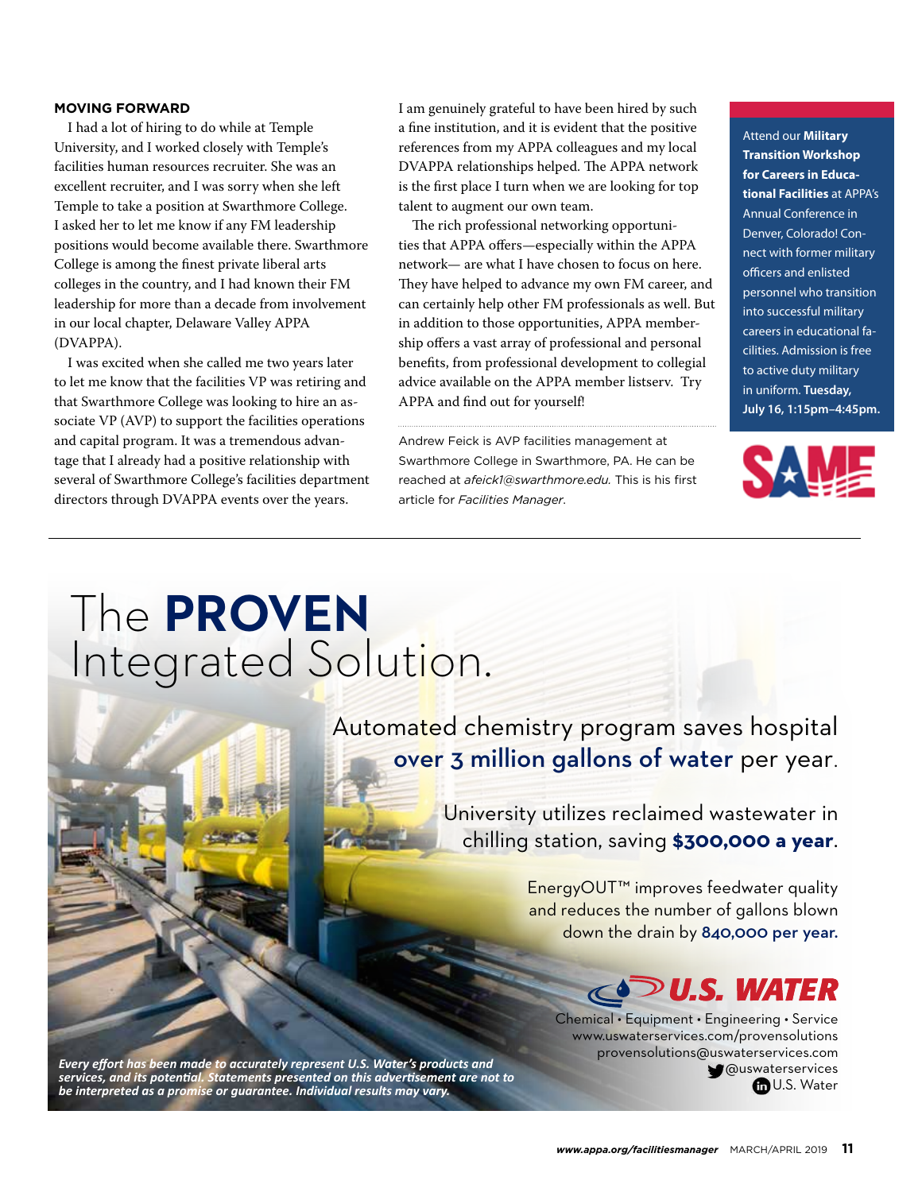## MOVING FORWARD

I had a lot of hiring to do while at Temple University, and I worked closely with Temple's facilities human resources recruiter. She was an excellent recruiter, and I was sorry when she left Temple to take a position at Swarthmore College. I asked her to let me know if any FM leadership positions would become available there. Swarthmore College is among the finest private liberal arts colleges in the country, and I had known their FM leadership for more than a decade from involvement in our local chapter, Delaware Valley APPA (DVAPPA).

I was excited when she called me two years later to let me know that the facilities VP was retiring and that Swarthmore College was looking to hire an associate VP (AVP) to support the facilities operations and capital program. It was a tremendous advantage that I already had a positive relationship with several of Swarthmore College's facilities department directors through DVAPPA events over the years.

I am genuinely grateful to have been hired by such a fine institution, and it is evident that the positive references from my APPA colleagues and my local DVAPPA relationships helped. The APPA network is the first place I turn when we are looking for top talent to augment our own team.

The rich professional networking opportunities that APPA offers—especially within the APPA network— are what I have chosen to focus on here. They have helped to advance my own FM career, and can certainly help other FM professionals as well. But in addition to those opportunities, APPA membership offers a vast array of professional and personal benefits, from professional development to collegial advice available on the APPA member listserv. Try APPA and find out for yourself!

---

Andrew Feick is AVP facilities management at Swarthmore College in Swarthmore, PA. He can be reached at *afeick1@swarthmore.edu.* This is his first article for *Facilities Manager*.

---

Attend our **Military Transition Workshop for Careers in Educational Facilities** at APPA's Annual Conference in Denver, Colorado! Connect with former military officers and enlisted personnel who transition into successful military careers in educational facilities. Admission is free to active duty military in uniform. **Tuesday, July 16, 1:15pm–4:45pm.**

SAME

---

# The **PROVEN** Integrated Solution.

Automated chemistry program saves hospital **over 3 million gallons of water** per year.

University utilizes reclaimed wastewater in chilling station, saving **$300,000 a year**.

EnergyOUT™ improves feedwater quality and reduces the number of gallons blown down the drain by **840,000 per year.**

**U.S. WATER**

Chemical • Equipment • Engineering • Service
www.uswaterservices.com/provensolutions
provensolutions@uswaterservices.com
@uswaterservices
U.S. Water

***Every effort has been made to accurately represent U.S. Water's products and services, and its potential. Statements presented on this advertisement are not to be interpreted as a promise or guarantee. Individual results may vary.***